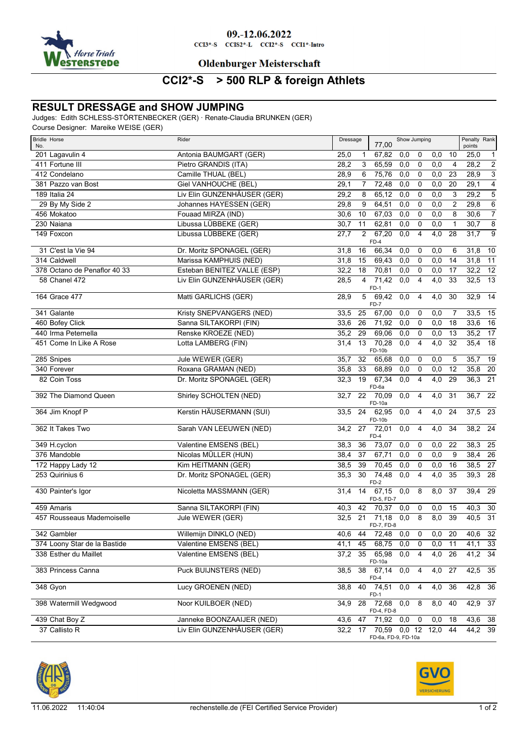09.-12.06.2022

CCI3*-S CCIS2*-L CCI2*-S CCI1*-Intro

Oldenburger Meisterschaft

# CCI2*-S > 500 RLP & foreign Athlets

## RESULT DRESSAGE and SHOW JUMPING

Judges: Edith SCHLESS-STÖRTENBECKER (GER) · Renate-Claudia BRUNKEN (GER)

Course Designer: Mareike WEISE (GER)

| Bridle No. | Horse | Rider | Dressage | | Show Jumping 77,00 | | | | | Penalty points | Rank |
|---|---|---|---|---|---|---|---|---|---|---|---|
| 201 | Lagavulin 4 | Antonia BAUMGART (GER) | 25,0 | 1 | 67,82 | 0,0 | 0 | 0,0 | 10 | 25,0 | 1 |
| 411 | Fortune III | Pietro GRANDIS (ITA) | 28,2 | 3 | 65,59 | 0,0 | 0 | 0,0 | 4 | 28,2 | 2 |
| 412 | Condelano | Camille THUAL (BEL) | 28,9 | 6 | 75,76 | 0,0 | 0 | 0,0 | 23 | 28,9 | 3 |
| 381 | Pazzo van Bost | Giel VANHOUCHE (BEL) | 29,1 | 7 | 72,48 | 0,0 | 0 | 0,0 | 20 | 29,1 | 4 |
| 189 | Italia 24 | Liv Elin GUNZENHÄUSER (GER) | 29,2 | 8 | 65,12 | 0,0 | 0 | 0,0 | 3 | 29,2 | 5 |
| 29 | By My Side 2 | Johannes HAYESSEN (GER) | 29,8 | 9 | 64,51 | 0,0 | 0 | 0,0 | 2 | 29,8 | 6 |
| 456 | Mokatoo | Fouaad MIRZA (IND) | 30,6 | 10 | 67,03 | 0,0 | 0 | 0,0 | 8 | 30,6 | 7 |
| 230 | Naiana | Libussa LÜBBEKE (GER) | 30,7 | 11 | 62,81 | 0,0 | 0 | 0,0 | 1 | 30,7 | 8 |
| 149 | Foxcon | Libussa LÜBBEKE (GER) | 27,7 | 2 | 67,20 FD-4 | 0,0 | 4 | 4,0 | 28 | 31,7 | 9 |
| 31 | C'est la Vie 94 | Dr. Moritz SPONAGEL (GER) | 31,8 | 16 | 66,34 | 0,0 | 0 | 0,0 | 6 | 31,8 | 10 |
| 314 | Caldwell | Marissa KAMPHUIS (NED) | 31,8 | 15 | 69,43 | 0,0 | 0 | 0,0 | 14 | 31,8 | 11 |
| 378 | Octano de Penaflor 40 33 | Esteban BENITEZ VALLE (ESP) | 32,2 | 18 | 70,81 | 0,0 | 0 | 0,0 | 17 | 32,2 | 12 |
| 58 | Chanel 472 | Liv Elin GUNZENHÄUSER (GER) | 28,5 | 4 | 71,42 FD-1 | 0,0 | 4 | 4,0 | 33 | 32,5 | 13 |
| 164 | Grace 477 | Matti GARLICHS (GER) | 28,9 | 5 | 69,42 FD-7 | 0,0 | 4 | 4,0 | 30 | 32,9 | 14 |
| 341 | Galante | Kristy SNEPVANGERS (NED) | 33,5 | 25 | 67,00 | 0,0 | 0 | 0,0 | 7 | 33,5 | 15 |
| 460 | Bofey Click | Sanna SILTAKORPI (FIN) | 33,6 | 26 | 71,92 | 0,0 | 0 | 0,0 | 18 | 33,6 | 16 |
| 440 | Irma Peternella | Renske KROEZE (NED) | 35,2 | 29 | 69,06 | 0,0 | 0 | 0,0 | 13 | 35,2 | 17 |
| 451 | Come In Like A Rose | Lotta LAMBERG (FIN) | 31,4 | 13 | 70,28 FD-10b | 0,0 | 4 | 4,0 | 32 | 35,4 | 18 |
| 285 | Snipes | Jule WEWER (GER) | 35,7 | 32 | 65,68 | 0,0 | 0 | 0,0 | 5 | 35,7 | 19 |
| 340 | Forever | Roxana GRAMAN (NED) | 35,8 | 33 | 68,89 | 0,0 | 0 | 0,0 | 12 | 35,8 | 20 |
| 82 | Coin Toss | Dr. Moritz SPONAGEL (GER) | 32,3 | 19 | 67,34 FD-6a | 0,0 | 4 | 4,0 | 29 | 36,3 | 21 |
| 392 | The Diamond Queen | Shirley SCHOLTEN (NED) | 32,7 | 22 | 70,09 FD-10a | 0,0 | 4 | 4,0 | 31 | 36,7 | 22 |
| 364 | Jim Knopf P | Kerstin HÄUSERMANN (SUI) | 33,5 | 24 | 62,95 FD-10b | 0,0 | 4 | 4,0 | 24 | 37,5 | 23 |
| 362 | It Takes Two | Sarah VAN LEEUWEN (NED) | 34,2 | 27 | 72,01 FD-4 | 0,0 | 4 | 4,0 | 34 | 38,2 | 24 |
| 349 | H.cyclon | Valentine EMSENS (BEL) | 38,3 | 36 | 73,07 | 0,0 | 0 | 0,0 | 22 | 38,3 | 25 |
| 376 | Mandoble | Nicolas MÜLLER (HUN) | 38,4 | 37 | 67,71 | 0,0 | 0 | 0,0 | 9 | 38,4 | 26 |
| 172 | Happy Lady 12 | Kim HEITMANN (GER) | 38,5 | 39 | 70,45 | 0,0 | 0 | 0,0 | 16 | 38,5 | 27 |
| 253 | Quirinius 6 | Dr. Moritz SPONAGEL (GER) | 35,3 | 30 | 74,48 FD-2 | 0,0 | 4 | 4,0 | 35 | 39,3 | 28 |
| 430 | Painter's Igor | Nicoletta MASSMANN (GER) | 31,4 | 14 | 67,15 FD-5, FD-7 | 0,0 | 8 | 8,0 | 37 | 39,4 | 29 |
| 459 | Amaris | Sanna SILTAKORPI (FIN) | 40,3 | 42 | 70,37 | 0,0 | 0 | 0,0 | 15 | 40,3 | 30 |
| 457 | Rousseaus Mademoiselle | Jule WEWER (GER) | 32,5 | 21 | 71,18 FD-7, FD-8 | 0,0 | 8 | 8,0 | 39 | 40,5 | 31 |
| 342 | Gambler | Willemijn DINKLO (NED) | 40,6 | 44 | 72,48 | 0,0 | 0 | 0,0 | 20 | 40,6 | 32 |
| 374 | Loony Star de la Bastide | Valentine EMSENS (BEL) | 41,1 | 45 | 68,75 | 0,0 | 0 | 0,0 | 11 | 41,1 | 33 |
| 338 | Esther du Maillet | Valentine EMSENS (BEL) | 37,2 | 35 | 65,98 FD-10a | 0,0 | 4 | 4,0 | 26 | 41,2 | 34 |
| 383 | Princess Canna | Puck BUIJNSTERS (NED) | 38,5 | 38 | 67,14 FD-4 | 0,0 | 4 | 4,0 | 27 | 42,5 | 35 |
| 348 | Gyon | Lucy GROENEN (NED) | 38,8 | 40 | 74,51 FD-1 | 0,0 | 4 | 4,0 | 36 | 42,8 | 36 |
| 398 | Watermill Wedgwood | Noor KUILBOER (NED) | 34,9 | 28 | 72,68 FD-4, FD-8 | 0,0 | 8 | 8,0 | 40 | 42,9 | 37 |
| 439 | Chat Boy Z | Janneke BOONZAAIJER (NED) | 43,6 | 47 | 71,92 | 0,0 | 0 | 0,0 | 18 | 43,6 | 38 |
| 37 | Callisto R | Liv Elin GUNZENHÄUSER (GER) | 32,2 | 17 | 70,59 FD-6a, FD-9, FD-10a | 0,0 | 12 | 12,0 | 44 | 44,2 | 39 |

11.06.2022 11:40:04 rechenstelle.de (FEI Certified Service Provider)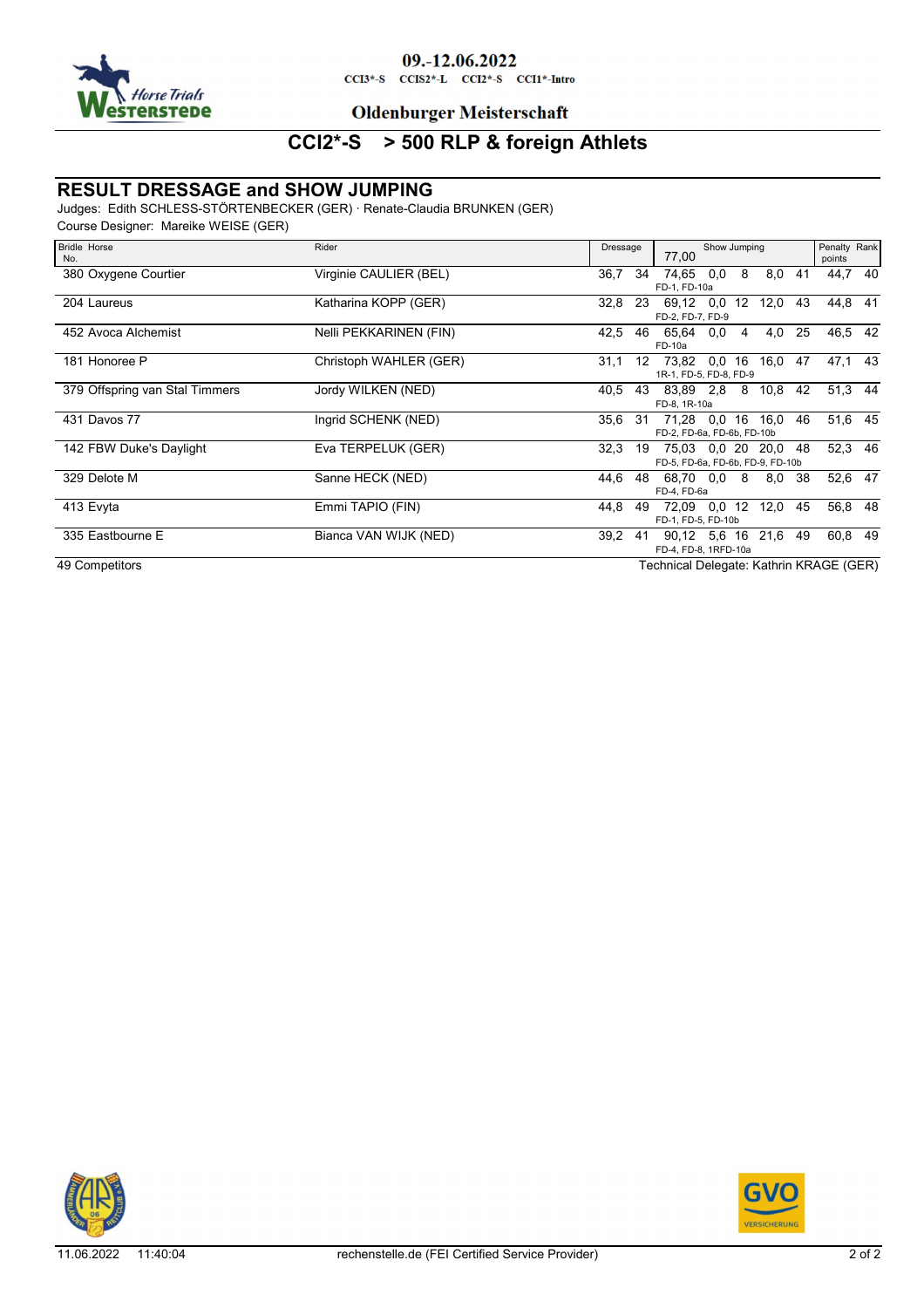09.-12.06.2022

CCI3*-S CCIS2*-L CCI2*-S CCI1*-Intro

Oldenburger Meisterschaft

# CCI2*-S > 500 RLP & foreign Athlets

## RESULT DRESSAGE and SHOW JUMPING

Judges: Edith SCHLESS-STÖRTENBECKER (GER) · Renate-Claudia BRUNKEN (GER)
Course Designer: Mareike WEISE (GER)

| Bridle No. | Horse | Rider | Dressage | | Show Jumping 77,00 | | | | | Penalty points | Rank |
|---|---|---|---|---|---|---|---|---|---|---|---|
| 380 | Oxygene Courtier | Virginie CAULIER (BEL) | 36,7 | 34 | 74,65 | 0,0 | 8 | 8,0 | 41 | 44,7 | 40 |
| | | | | | FD-1, FD-10a | | | | | | |
| 204 | Laureus | Katharina KOPP (GER) | 32,8 | 23 | 69,12 | 0,0 | 12 | 12,0 | 43 | 44,8 | 41 |
| | | | | | FD-2, FD-7, FD-9 | | | | | | |
| 452 | Avoca Alchemist | Nelli PEKKARINEN (FIN) | 42,5 | 46 | 65,64 | 0,0 | 4 | 4,0 | 25 | 46,5 | 42 |
| | | | | | FD-10a | | | | | | |
| 181 | Honoree P | Christoph WAHLER (GER) | 31,1 | 12 | 73,82 | 0,0 | 16 | 16,0 | 47 | 47,1 | 43 |
| | | | | | 1R-1, FD-5, FD-8, FD-9 | | | | | | |
| 379 | Offspring van Stal Timmers | Jordy WILKEN (NED) | 40,5 | 43 | 83,89 | 2,8 | 8 | 10,8 | 42 | 51,3 | 44 |
| | | | | | FD-8, 1R-10a | | | | | | |
| 431 | Davos 77 | Ingrid SCHENK (NED) | 35,6 | 31 | 71,28 | 0,0 | 16 | 16,0 | 46 | 51,6 | 45 |
| | | | | | FD-2, FD-6a, FD-6b, FD-10b | | | | | | |
| 142 | FBW Duke's Daylight | Eva TERPELUK (GER) | 32,3 | 19 | 75,03 | 0,0 | 20 | 20,0 | 48 | 52,3 | 46 |
| | | | | | FD-5, FD-6a, FD-6b, FD-9, FD-10b | | | | | | |
| 329 | Delote M | Sanne HECK (NED) | 44,6 | 48 | 68,70 | 0,0 | 8 | 8,0 | 38 | 52,6 | 47 |
| | | | | | FD-4, FD-6a | | | | | | |
| 413 | Evyta | Emmi TAPIO (FIN) | 44,8 | 49 | 72,09 | 0,0 | 12 | 12,0 | 45 | 56,8 | 48 |
| | | | | | FD-1, FD-5, FD-10b | | | | | | |
| 335 | Eastbourne E | Bianca VAN WIJK (NED) | 39,2 | 41 | 90,12 | 5,6 | 16 | 21,6 | 49 | 60,8 | 49 |
| | | | | | FD-4, FD-8, 1RFD-10a | | | | | | |

49 Competitors

Technical Delegate: Kathrin KRAGE (GER)

11.06.2022 11:40:04 rechenstelle.de (FEI Certified Service Provider)